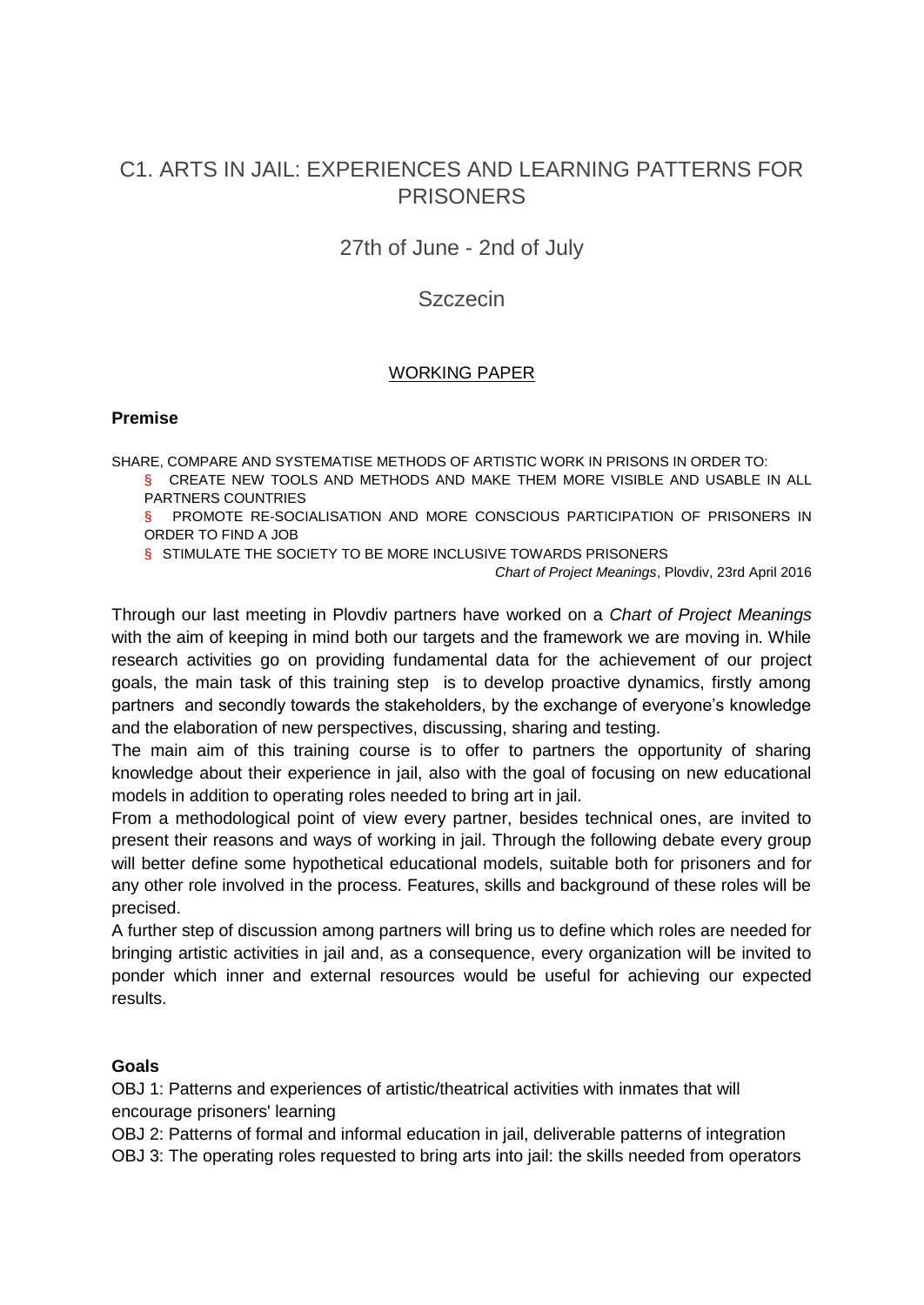# C1. ARTS IN JAIL: EXPERIENCES AND LEARNING PATTERNS FOR PRISONERS

## 27th of June - 2nd of July

## Szczecin

WORKING PAPER

**Premise**

SHARE, COMPARE AND SYSTEMATISE METHODS OF ARTISTIC WORK IN PRISONS IN ORDER TO:

- CREATE NEW TOOLS AND METHODS AND MAKE THEM MORE VISIBLE AND USABLE IN ALL PARTNERS COUNTRIES
- PROMOTE RE-SOCIALISATION AND MORE CONSCIOUS PARTICIPATION OF PRISONERS IN ORDER TO FIND A JOB
- STIMULATE THE SOCIETY TO BE MORE INCLUSIVE TOWARDS PRISONERS

*Chart of Project Meanings*, Plovdiv, 23rd April 2016

Through our last meeting in Plovdiv partners have worked on a *Chart of Project Meanings* with the aim of keeping in mind both our targets and the framework we are moving in. While research activities go on providing fundamental data for the achievement of our project goals, the main task of this training step is to develop proactive dynamics, firstly among partners and secondly towards the stakeholders, by the exchange of everyone's knowledge and the elaboration of new perspectives, discussing, sharing and testing.

The main aim of this training course is to offer to partners the opportunity of sharing knowledge about their experience in jail, also with the goal of focusing on new educational models in addition to operating roles needed to bring art in jail.

From a methodological point of view every partner, besides technical ones, are invited to present their reasons and ways of working in jail. Through the following debate every group will better define some hypothetical educational models, suitable both for prisoners and for any other role involved in the process. Features, skills and background of these roles will be precised.

A further step of discussion among partners will bring us to define which roles are needed for bringing artistic activities in jail and, as a consequence, every organization will be invited to ponder which inner and external resources would be useful for achieving our expected results.

**Goals**

OBJ 1: Patterns and experiences of artistic/theatrical activities with inmates that will encourage prisoners' learning

OBJ 2: Patterns of formal and informal education in jail, deliverable patterns of integration

OBJ 3: The operating roles requested to bring arts into jail: the skills needed from operators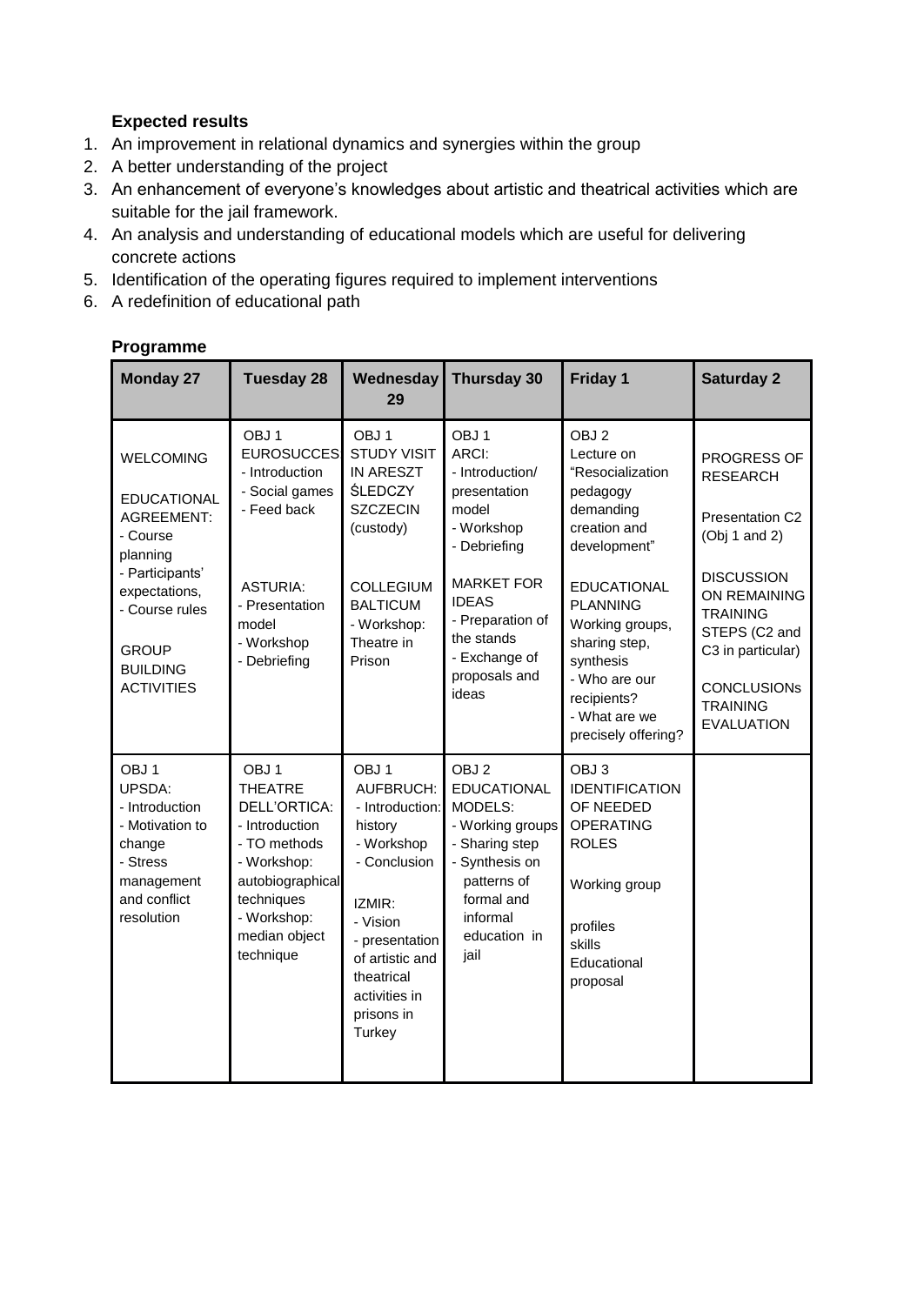**Expected results**

1. An improvement in relational dynamics and synergies within the group
2. A better understanding of the project
3. An enhancement of everyone's knowledges about artistic and theatrical activities which are suitable for the jail framework.
4. An analysis and understanding of educational models which are useful for delivering concrete actions
5. Identification of the operating figures required to implement interventions
6. A redefinition of educational path

**Programme**

| Monday 27 | Tuesday 28 | Wednesday 29 | Thursday 30 | Friday 1 | Saturday 2 |
|---|---|---|---|---|---|
| WELCOMING<br><br>EDUCATIONAL AGREEMENT:<br>- Course planning<br>- Participants' expectations,<br>- Course rules<br><br>GROUP BUILDING ACTIVITIES | OBJ 1<br>EUROSUCCES<br>- Introduction<br>- Social games<br>- Feed back<br><br>ASTURIA:<br>- Presentation model<br>- Workshop<br>- Debriefing | OBJ 1<br>STUDY VISIT IN ARESZT ŚLEDCZY SZCZECIN (custody)<br><br>COLLEGIUM BALTICUM<br>- Workshop: Theatre in Prison | OBJ 1<br>ARCI:<br>- Introduction/ presentation model<br>- Workshop<br>- Debriefing<br><br>MARKET FOR IDEAS<br>- Preparation of the stands<br>- Exchange of proposals and ideas | OBJ 2<br>Lecture on "Resocialization pedagogy demanding creation and development"<br><br>EDUCATIONAL PLANNING<br>Working groups, sharing step, synthesis<br>- Who are our recipients?<br>- What are we precisely offering? | PROGRESS OF RESEARCH<br><br>Presentation C2 (Obj 1 and 2)<br><br>DISCUSSION ON REMAINING TRAINING STEPS (C2 and C3 in particular)<br><br>CONCLUSIONs TRAINING EVALUATION |
| OBJ 1<br>UPSDA:<br>- Introduction<br>- Motivation to change<br>- Stress management and conflict resolution | OBJ 1<br>THEATRE DELL'ORTICA:<br>- Introduction<br>- TO methods<br>- Workshop: autobiographical techniques<br>- Workshop: median object technique | OBJ 1<br>AUFBRUCH:<br>- Introduction: history<br>- Workshop<br>- Conclusion<br><br>IZMIR:<br>- Vision<br>- presentation of artistic and theatrical activities in prisons in Turkey | OBJ 2<br>EDUCATIONAL MODELS:<br>- Working groups<br>- Sharing step<br>- Synthesis on patterns of formal and informal education in jail | OBJ 3<br>IDENTIFICATION OF NEEDED OPERATING ROLES<br><br>Working group<br><br>profiles<br>skills<br>Educational proposal | |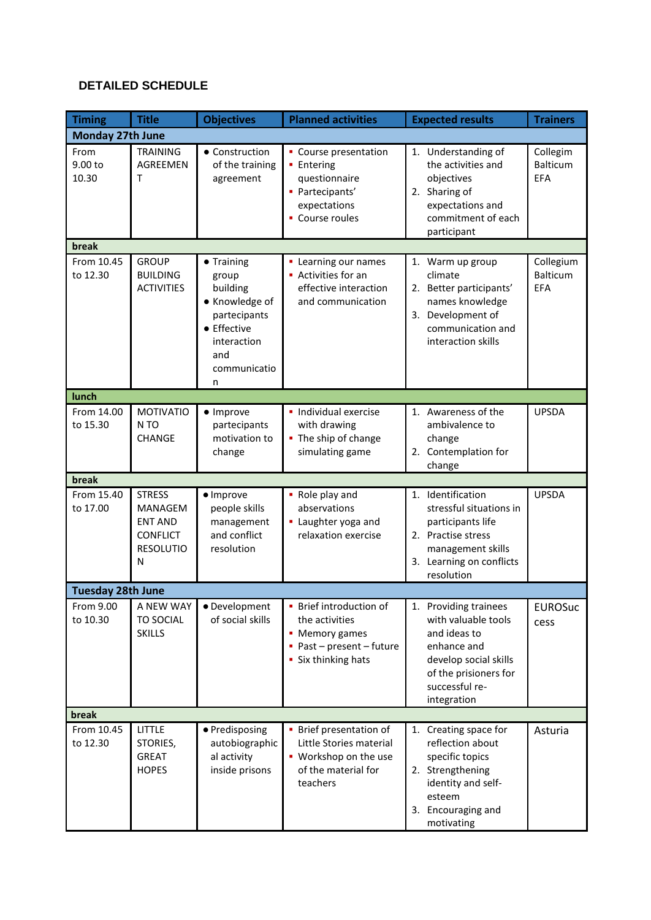### DETAILED SCHEDULE

| Timing | Title | Objectives | Planned activities | Expected results | Trainers |
|---|---|---|---|---|---|
| **Monday 27th June** | | | | | |
| From 9.00 to 10.30 | TRAINING AGREEMENT | • Construction of the training agreement | ▪ Course presentation<br>▪ Entering questionnaire<br>▪ Partecipants' expectations<br>▪ Course roules | 1. Understanding of the activities and objectives<br>2. Sharing of expectations and commitment of each participant | Collegim Balticum EFA |
| **break** | | | | | |
| From 10.45 to 12.30 | GROUP BUILDING ACTIVITIES | • Training group building<br>• Knowledge of partecipants<br>• Effective interaction and communication | ▪ Learning our names<br>▪ Activities for an effective interaction and communication | 1. Warm up group climate<br>2. Better participants' names knowledge<br>3. Development of communication and interaction skills | Collegium Balticum EFA |
| **lunch** | | | | | |
| From 14.00 to 15.30 | MOTIVATION TO CHANGE | • Improve partecipants motivation to change | ▪ Individual exercise with drawing<br>▪ The ship of change simulating game | 1. Awareness of the ambivalence to change<br>2. Contemplation for change | UPSDA |
| **break** | | | | | |
| From 15.40 to 17.00 | STRESS MANAGEMENT AND CONFLICT RESOLUTION | • Improve people skills management and conflict resolution | ▪ Role play and observations<br>▪ Laughter yoga and relaxation exercise | 1. Identification stressful situations in participants life<br>2. Practise stress management skills<br>3. Learning on conflicts resolution | UPSDA |
| **Tuesday 28th June** | | | | | |
| From 9.00 to 10.30 | A NEW WAY TO SOCIAL SKILLS | • Development of social skills | ▪ Brief introduction of the activities<br>▪ Memory games<br>▪ Past – present – future<br>▪ Six thinking hats | 1. Providing trainees with valuable tools and ideas to enhance and develop social skills of the prisioners for successful re-integration | EUROSuccess |
| **break** | | | | | |
| From 10.45 to 12.30 | LITTLE STORIES, GREAT HOPES | • Predisposing autobiographical activity inside prisons | ▪ Brief presentation of Little Stories material<br>▪ Workshop on the use of the material for teachers | 1. Creating space for reflection about specific topics<br>2. Strengthening identity and self-esteem<br>3. Encouraging and motivating | Asturia |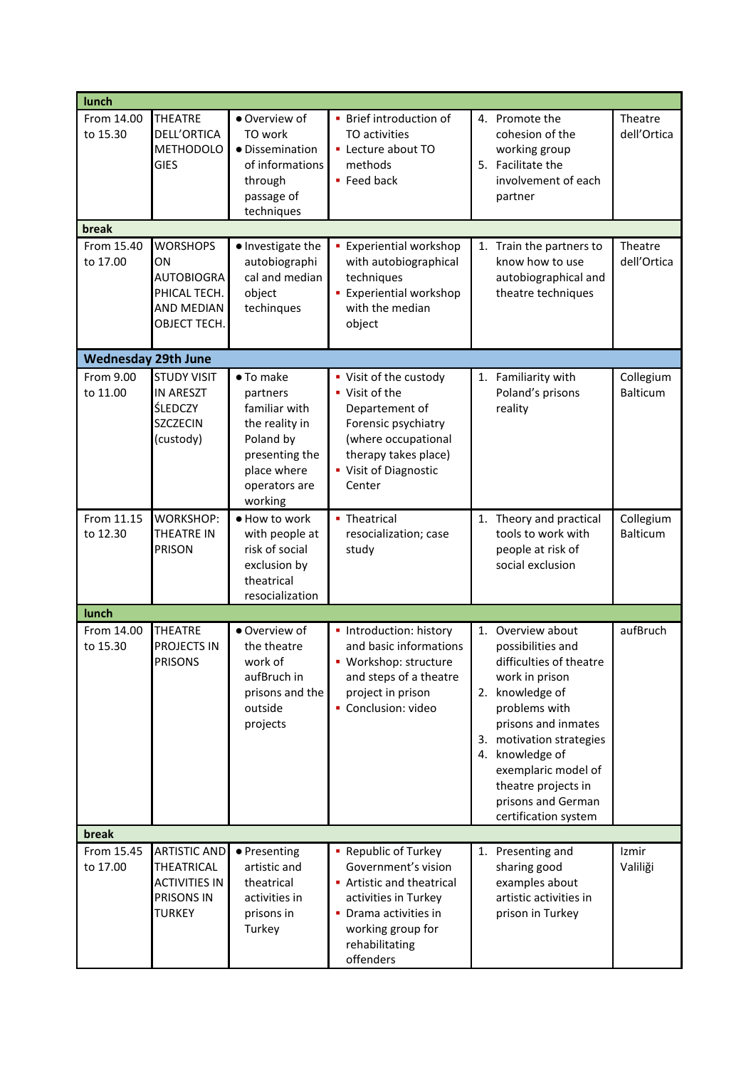| | | | | | |
|---|---|---|---|---|---|
| **lunch** | | | | | |
| From 14.00 to 15.30 | THEATRE DELL'ORTICA METHODOLOGIES | ● Overview of TO work<br>● Dissemination of informations through passage of techniques | ▪ Brief introduction of TO activities<br>▪ Lecture about TO methods<br>▪ Feed back | 4. Promote the cohesion of the working group<br>5. Facilitate the involvement of each partner | Theatre dell'Ortica |
| **break** | | | | | |
| From 15.40 to 17.00 | WORSHOPS ON AUTOBIOGRAPHICAL TECH. AND MEDIAN OBJECT TECH. | ● Investigate the autobiographical and median object techinques | ▪ Experiential workshop with autobiographical techniques<br>▪ Experiential workshop with the median object | 1. Train the partners to know how to use autobiographical and theatre techniques | Theatre dell'Ortica |
| **Wednesday 29th June** | | | | | |
| From 9.00 to 11.00 | STUDY VISIT IN ARESZT ŚLEDCZY SZCZECIN (custody) | ● To make partners familiar with the reality in Poland by presenting the place where operators are working | ▪ Visit of the custody<br>▪ Visit of the Departement of Forensic psychiatry (where occupational therapy takes place)<br>▪ Visit of Diagnostic Center | 1. Familiarity with Poland's prisons reality | Collegium Balticum |
| From 11.15 to 12.30 | WORKSHOP: THEATRE IN PRISON | ● How to work with people at risk of social exclusion by theatrical resocialization | ▪ Theatrical resocialization; case study | 1. Theory and practical tools to work with people at risk of social exclusion | Collegium Balticum |
| **lunch** | | | | | |
| From 14.00 to 15.30 | THEATRE PROJECTS IN PRISONS | ● Overview of the theatre work of aufBruch in prisons and the outside projects | ▪ Introduction: history and basic informations<br>▪ Workshop: structure and steps of a theatre project in prison<br>▪ Conclusion: video | 1. Overview about possibilities and difficulties of theatre work in prison<br>2. knowledge of problems with prisons and inmates<br>3. motivation strategies<br>4. knowledge of exemplaric model of theatre projects in prisons and German certification system | aufBruch |
| **break** | | | | | |
| From 15.45 to 17.00 | ARTISTIC AND THEATRICAL ACTIVITIES IN PRISONS IN TURKEY | ● Presenting artistic and theatrical activities in prisons in Turkey | ▪ Republic of Turkey Government's vision<br>▪ Artistic and theatrical activities in Turkey<br>▪ Drama activities in working group for rehabilitating offenders | 1. Presenting and sharing good examples about artistic activities in prison in Turkey | Izmir Valiliği |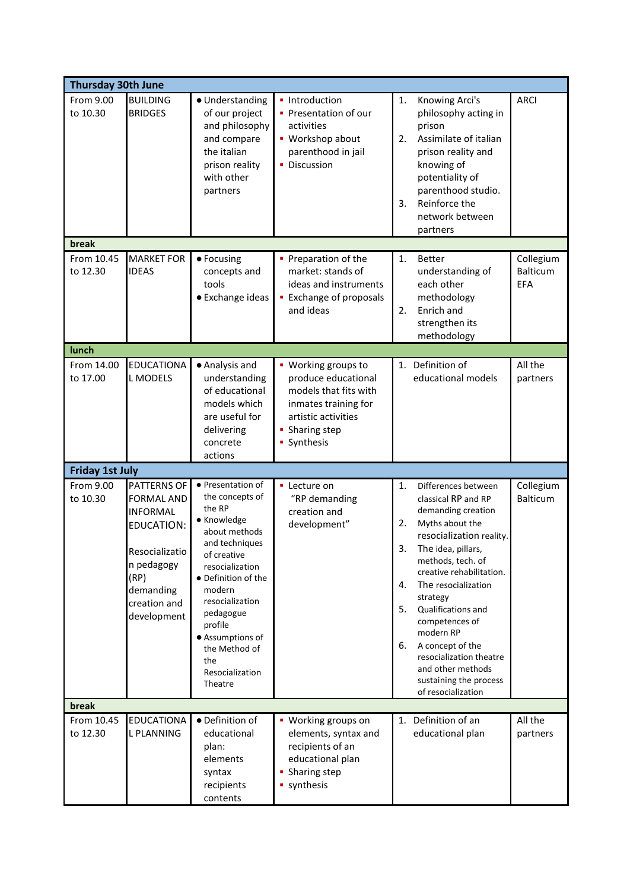| Thursday 30th June | | | | | |
|---|---|---|---|---|---|
| From 9.00 to 10.30 | BUILDING BRIDGES | • Understanding of our project and philosophy and compare the italian prison reality with other partners | ▪ Introduction<br>▪ Presentation of our activities<br>▪ Workshop about parenthood in jail<br>▪ Discussion | 1. Knowing Arci's philosophy acting in prison<br>2. Assimilate of italian prison reality and knowing of potentiality of parenthood studio.<br>3. Reinforce the network between partners | ARCI |
| **break** | | | | | |
| From 10.45 to 12.30 | MARKET FOR IDEAS | • Focusing concepts and tools<br>• Exchange ideas | ▪ Preparation of the market: stands of ideas and instruments<br>▪ Exchange of proposals and ideas | 1. Better understanding of each other methodology<br>2. Enrich and strengthen its methodology | Collegium Balticum EFA |
| **lunch** | | | | | |
| From 14.00 to 17.00 | EDUCATIONAL MODELS | • Analysis and understanding of educational models which are useful for delivering concrete actions | ▪ Working groups to produce educational models that fits with inmates training for artistic activities<br>▪ Sharing step<br>▪ Synthesis | 1. Definition of educational models | All the partners |
| **Friday 1st July** | | | | | |
| From 9.00 to 10.30 | PATTERNS OF FORMAL AND INFORMAL EDUCATION:<br><br>Resocialization pedagogy (RP) demanding creation and development | • Presentation of the concepts of the RP<br>• Knowledge about methods and techniques of creative resocialization<br>• Definition of the modern resocialization pedagogue profile<br>• Assumptions of the Method of the Resocialization Theatre | ▪ Lecture on "RP demanding creation and development" | 1. Differences between classical RP and RP demanding creation<br>2. Myths about the resocialization reality.<br>3. The idea, pillars, methods, tech. of creative rehabilitation.<br>4. The resocialization strategy<br>5. Qualifications and competences of modern RP<br>6. A concept of the resocialization theatre and other methods sustaining the process of resocialization | Collegium Balticum |
| **break** | | | | | |
| From 10.45 to 12.30 | EDUCATIONAL PLANNING | • Definition of educational plan: elements syntax recipients contents | ▪ Working groups on elements, syntax and recipients of an educational plan<br>▪ Sharing step<br>▪ synthesis | 1. Definition of an educational plan | All the partners |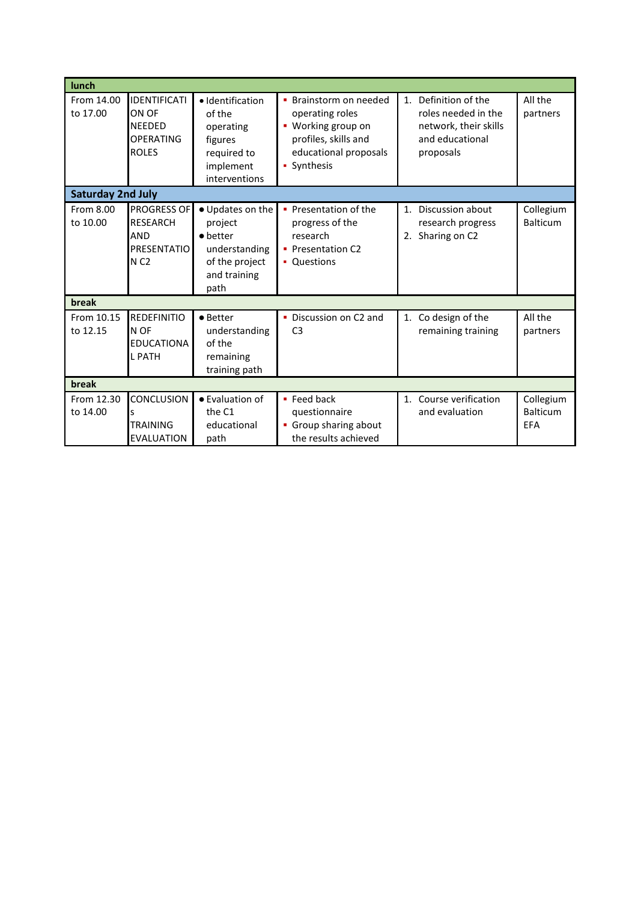| | | | | | |
|---|---|---|---|---|---|
| **lunch** | | | | | |
| From 14.00 to 17.00 | IDENTIFICATION OF NEEDED OPERATING ROLES | • Identification of the operating figures required to implement interventions | ▪ Brainstorm on needed operating roles<br>▪ Working group on profiles, skills and educational proposals<br>▪ Synthesis | 1. Definition of the roles needed in the network, their skills and educational proposals | All the partners |
| **Saturday 2nd July** | | | | | |
| From 8.00 to 10.00 | PROGRESS OF RESEARCH AND PRESENTATION C2 | • Updates on the project<br>• better understanding of the project and training path | ▪ Presentation of the progress of the research<br>▪ Presentation C2<br>▪ Questions | 1. Discussion about research progress<br>2. Sharing on C2 | Collegium Balticum |
| **break** | | | | | |
| From 10.15 to 12.15 | REDEFINITION OF EDUCATIONAL PATH | • Better understanding of the remaining training path | ▪ Discussion on C2 and C3 | 1. Co design of the remaining training | All the partners |
| **break** | | | | | |
| From 12.30 to 14.00 | CONCLUSIONS TRAINING EVALUATION | • Evaluation of the C1 educational path | ▪ Feed back questionnaire<br>▪ Group sharing about the results achieved | 1. Course verification and evaluation | Collegium Balticum EFA |